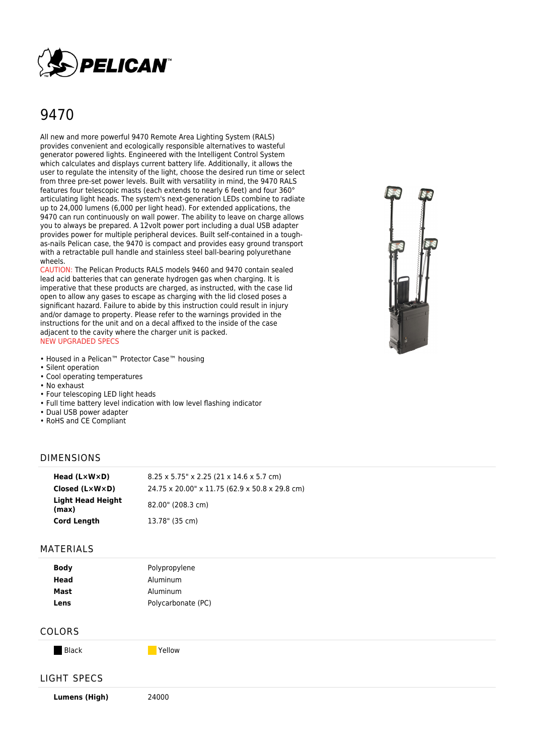# 9470

All new and more powerful 9470 Remote Area Lighting System (RALS) provides convenient and ecologically responsible alternatives to wasteful generator powered lights. Engineered with the Intelligent Control System which calculates and displays current battery life. Additionally, it allows the user to regulate the intensity of the light, choose the desired run time or select from three pre-set power levels. Built with versatility in mind, the 9470 RALS features four telescopic masts (each extends to nearly 6 feet) and four 360° articulating light heads. The system's next-generation LEDs combine to radiate up to 24,000 lumens (6,000 per light head). For extended applications, the 9470 can run continuously on wall power. The ability to leave on charge allows you to always be prepared. A 12volt power port including a dual USB adapter provides power for multiple peripheral devices. Built self-contained in a tough-as-nails Pelican case, the 9470 is compact and provides easy ground transport with a retractable pull handle and stainless steel ball-bearing polyurethane wheels.

CAUTION: The Pelican Products RALS models 9460 and 9470 contain sealed lead acid batteries that can generate hydrogen gas when charging. It is imperative that these products are charged, as instructed, with the case lid open to allow any gases to escape as charging with the lid closed poses a significant hazard. Failure to abide by this instruction could result in injury and/or damage to property. Please refer to the warnings provided in the instructions for the unit and on a decal affixed to the inside of the case adjacent to the cavity where the charger unit is packed.

NEW UPGRADED SPECS

- Housed in a Pelican™ Protector Case™ housing
- Silent operation
- Cool operating temperatures
- No exhaust
- Four telescoping LED light heads
- Full time battery level indication with low level flashing indicator
- Dual USB power adapter
- RoHS and CE Compliant

## DIMENSIONS

| | |
|---|---|
| **Head (L×W×D)** | 8.25 x 5.75" x 2.25 (21 x 14.6 x 5.7 cm) |
| **Closed (L×W×D)** | 24.75 x 20.00" x 11.75 (62.9 x 50.8 x 29.8 cm) |
| **Light Head Height (max)** | 82.00" (208.3 cm) |
| **Cord Length** | 13.78" (35 cm) |

## MATERIALS

| | |
|---|---|
| **Body** | Polypropylene |
| **Head** | Aluminum |
| **Mast** | Aluminum |
| **Lens** | Polycarbonate (PC) |

## COLORS

| | |
|---|---|
| Black | Yellow |

## LIGHT SPECS

| | |
|---|---|
| **Lumens (High)** | 24000 |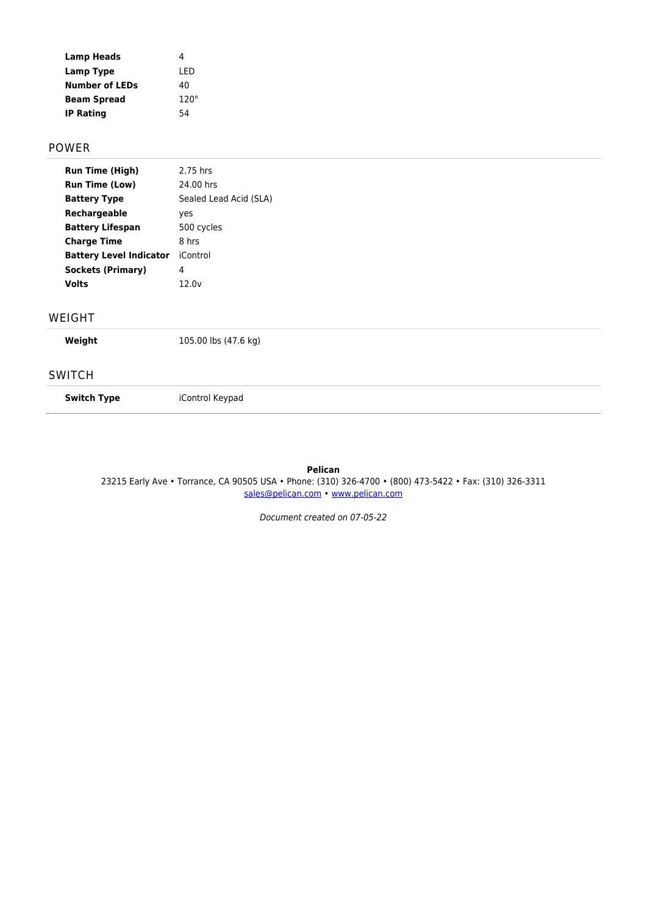| | |
|---|---|
| **Lamp Heads** | 4 |
| **Lamp Type** | LED |
| **Number of LEDs** | 40 |
| **Beam Spread** | 120° |
| **IP Rating** | 54 |

## POWER

| | |
|---|---|
| **Run Time (High)** | 2.75 hrs |
| **Run Time (Low)** | 24.00 hrs |
| **Battery Type** | Sealed Lead Acid (SLA) |
| **Rechargeable** | yes |
| **Battery Lifespan** | 500 cycles |
| **Charge Time** | 8 hrs |
| **Battery Level Indicator** | iControl |
| **Sockets (Primary)** | 4 |
| **Volts** | 12.0v |

## WEIGHT

| | |
|---|---|
| **Weight** | 105.00 lbs (47.6 kg) |

## SWITCH

| | |
|---|---|
| **Switch Type** | iControl Keypad |

**Pelican**
23215 Early Ave • Torrance, CA 90505 USA • Phone: (310) 326-4700 • (800) 473-5422 • Fax: (310) 326-3311
sales@pelican.com • www.pelican.com

*Document created on 07-05-22*